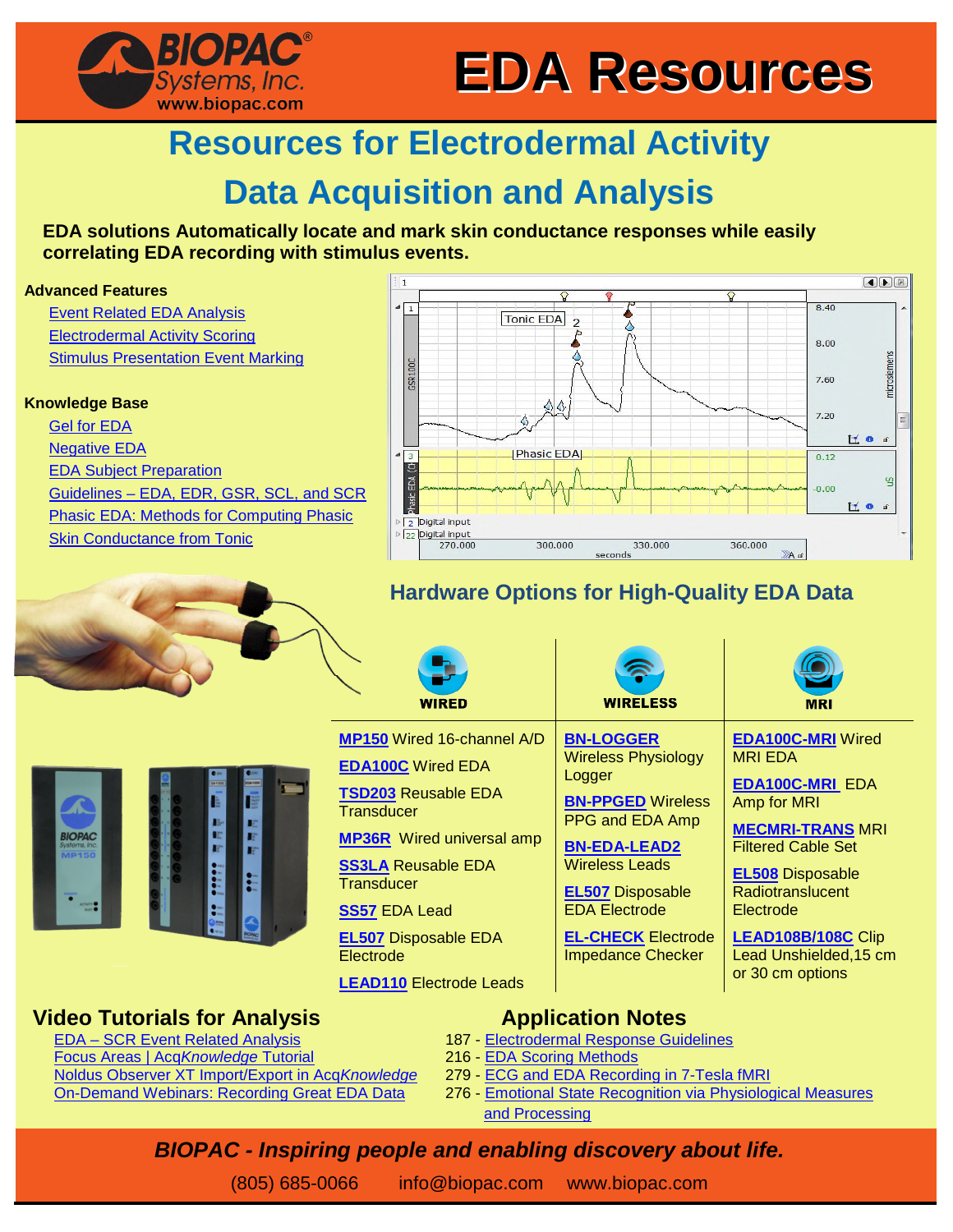# EDA Resources

## Resources for Electrodermal Activity Data Acquisition and Analysis

**EDA solutions Automatically locate and mark skin conductance responses while easily correlating EDA recording with stimulus events.**

### Advanced Features

- Event Related EDA Analysis
- Electrodermal Activity Scoring
- Stimulus Presentation Event Marking

### Knowledge Base

- Gel for EDA
- Negative EDA
- EDA Subject Preparation
- Guidelines – EDA, EDR, GSR, SCL, and SCR
- Phasic EDA: Methods for Computing Phasic
- Skin Conductance from Tonic

### Hardware Options for High-Quality EDA Data

| WIRED | WIRELESS | MRI |
|---|---|---|
| **MP150** Wired 16-channel A/D | **BN-LOGGER** Wireless Physiology Logger | **EDA100C-MRI** Wired MRI EDA |
| **EDA100C** Wired EDA | **BN-PPGED** Wireless PPG and EDA Amp | **EDA100C-MRI** EDA Amp for MRI |
| **TSD203** Reusable EDA Transducer | **BN-EDA-LEAD2** Wireless Leads | **MECMRI-TRANS** MRI Filtered Cable Set |
| **MP36R** Wired universal amp | **EL507** Disposable EDA Electrode | **EL508** Disposable Radiotranslucent Electrode |
| **SS3LA** Reusable EDA Transducer | **EL-CHECK** Electrode Impedance Checker | **LEAD108B/108C** Clip Lead Unshielded,15 cm or 30 cm options |
| **SS57** EDA Lead | | |
| **EL507** Disposable EDA Electrode | | |
| **LEAD110** Electrode Leads | | |

### Video Tutorials for Analysis

- EDA – SCR Event Related Analysis
- Focus Areas | Acq*Knowledge* Tutorial
- Noldus Observer XT Import/Export in Acq*Knowledge*
- On-Demand Webinars: Recording Great EDA Data

### Application Notes

- 187 - Electrodermal Response Guidelines
- 216 - EDA Scoring Methods
- 279 - ECG and EDA Recording in 7-Tesla fMRI
- 276 - Emotional State Recognition via Physiological Measures and Processing

***BIOPAC - Inspiring people and enabling discovery about life.***

(805) 685-0066 info@biopac.com www.biopac.com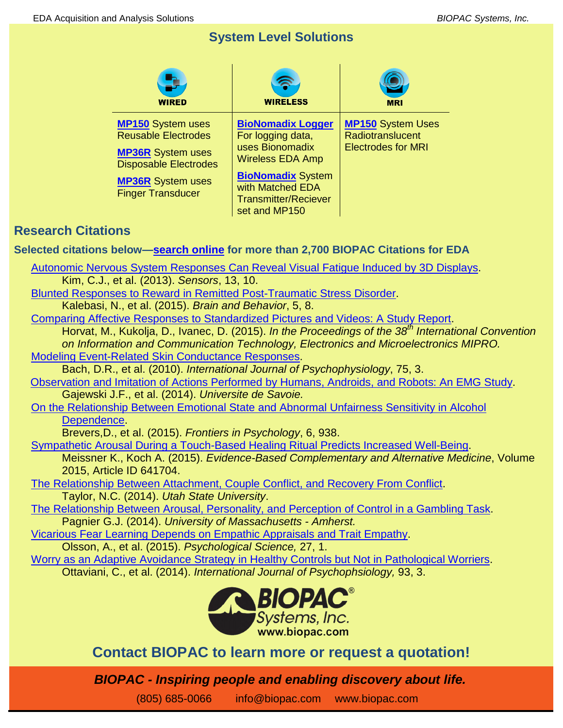## System Level Solutions

| WIRED | WIRELESS | MRI |
| --- | --- | --- |
| **MP150** System uses Reusable Electrodes<br><br>**MP36R** System uses Disposable Electrodes<br><br>**MP36R** System uses Finger Transducer | **BioNomadix Logger** For logging data, uses Bionomadix Wireless EDA Amp<br><br>**BioNomadix** System with Matched EDA Transmitter/Reciever set and MP150 | **MP150** System Uses Radiotranslucent Electrodes for MRI |

## Research Citations

**Selected citations below—search online for more than 2,700 BIOPAC Citations for EDA**

Autonomic Nervous System Responses Can Reveal Visual Fatigue Induced by 3D Displays.
Kim, C.J., et al. (2013). *Sensors*, 13, 10.

Blunted Responses to Reward in Remitted Post-Traumatic Stress Disorder.
Kalebasi, N., et al. (2015). *Brain and Behavior*, 5, 8.

Comparing Affective Responses to Standardized Pictures and Videos: A Study Report.
Horvat, M., Kukolja, D., Ivanec, D. (2015). *In the Proceedings of the 38th International Convention on Information and Communication Technology, Electronics and Microelectronics MIPRO.*

Modeling Event-Related Skin Conductance Responses.
Bach, D.R., et al. (2010). *International Journal of Psychophysiology*, 75, 3.

Observation and Imitation of Actions Performed by Humans, Androids, and Robots: An EMG Study.
Gajewski J.F., et al. (2014). *Universite de Savoie.*

On the Relationship Between Emotional State and Abnormal Unfairness Sensitivity in Alcohol Dependence.
Brevers,D., et al. (2015). *Frontiers in Psychology*, 6, 938.

Sympathetic Arousal During a Touch-Based Healing Ritual Predicts Increased Well-Being.
Meissner K., Koch A. (2015). *Evidence-Based Complementary and Alternative Medicine*, Volume 2015, Article ID 641704.

The Relationship Between Attachment, Couple Conflict, and Recovery From Conflict.
Taylor, N.C. (2014). *Utah State University*.

The Relationship Between Arousal, Personality, and Perception of Control in a Gambling Task.
Pagnier G.J. (2014). *University of Massachusetts - Amherst.*

Vicarious Fear Learning Depends on Empathic Appraisals and Trait Empathy.
Olsson, A., et al. (2015). *Psychological Science,* 27, 1.

Worry as an Adaptive Avoidance Strategy in Healthy Controls but Not in Pathological Worriers.
Ottaviani, C., et al. (2014). *International Journal of Psychophsiology,* 93, 3.

BIOPAC® Systems, Inc.
www.biopac.com

**Contact BIOPAC to learn more or request a quotation!**

***BIOPAC - Inspiring people and enabling discovery about life.***

(805) 685-0066 info@biopac.com www.biopac.com